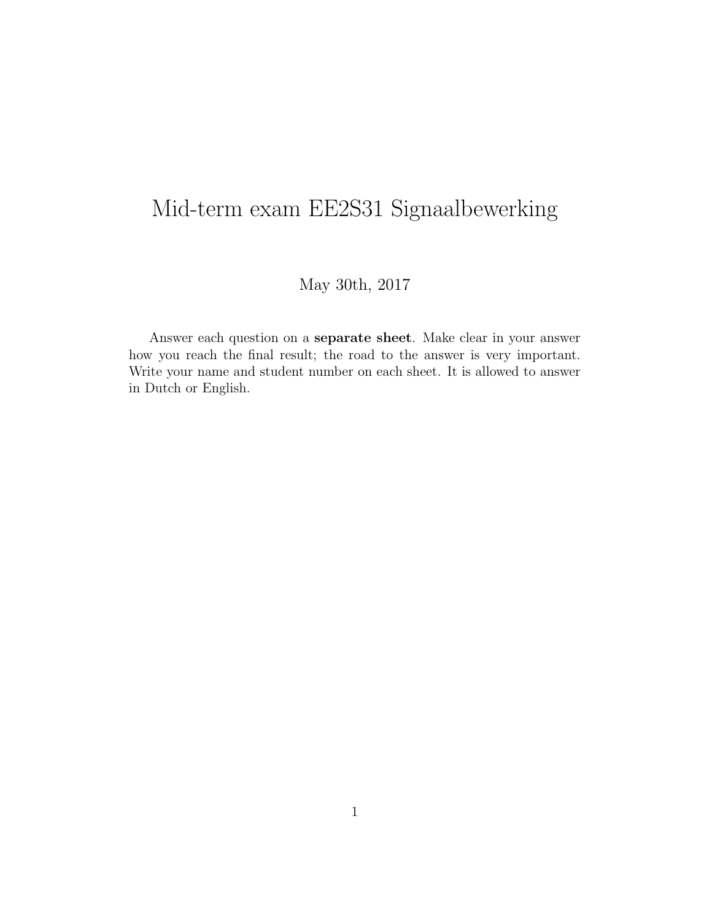# Mid-term exam EE2S31 Signaalbewerking

May 30th, 2017

Answer each question on a **separate sheet**. Make clear in your answer how you reach the final result; the road to the answer is very important. Write your name and student number on each sheet. It is allowed to answer in Dutch or English.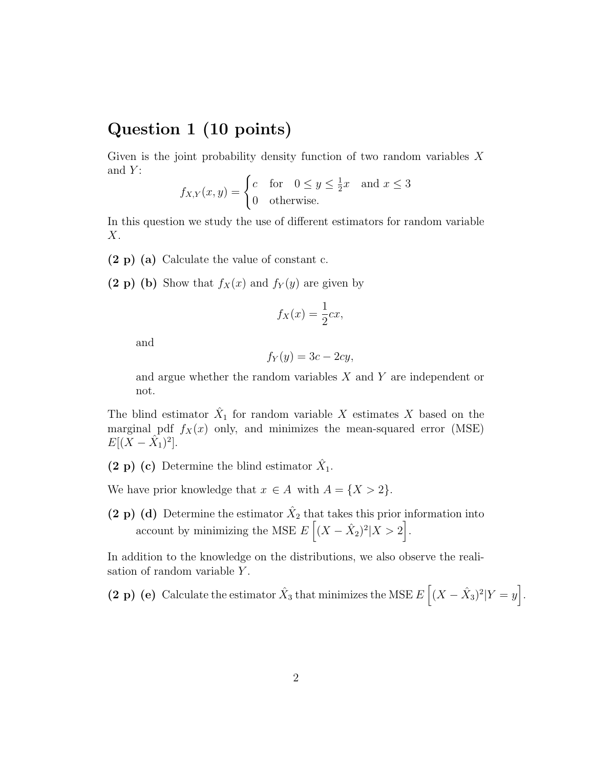# Question 1 (10 points)

Given is the joint probability density function of two random variables $X$ and $Y$:

$$f_{X,Y}(x, y) = \begin{cases} c & \text{for} \quad 0 \leq y \leq \frac{1}{2}x \quad \text{and } x \leq 3 \\ 0 & \text{otherwise.} \end{cases}$$

In this question we study the use of different estimators for random variable $X$.

**(2 p)** **(a)** Calculate the value of constant c.

**(2 p)** **(b)** Show that $f_X(x)$ and $f_Y(y)$ are given by

$$f_X(x) = \frac{1}{2}cx,$$

and

$$f_Y(y) = 3c - 2cy,$$

and argue whether the random variables $X$ and $Y$ are independent or not.

The blind estimator $\hat{X}_1$ for random variable $X$ estimates $X$ based on the marginal pdf $f_X(x)$ only, and minimizes the mean-squared error (MSE) $E[(X - \hat{X}_1)^2]$.

**(2 p)** **(c)** Determine the blind estimator $\hat{X}_1$.

We have prior knowledge that $x \in A$ with $A = \{X > 2\}$.

**(2 p)** **(d)** Determine the estimator $\hat{X}_2$ that takes this prior information into account by minimizing the MSE $E\left[(X - \hat{X}_2)^2 | X > 2\right]$.

In addition to the knowledge on the distributions, we also observe the realisation of random variable $Y$.

**(2 p)** **(e)** Calculate the estimator $\hat{X}_3$ that minimizes the MSE $E\left[(X - \hat{X}_3)^2 | Y = y\right]$.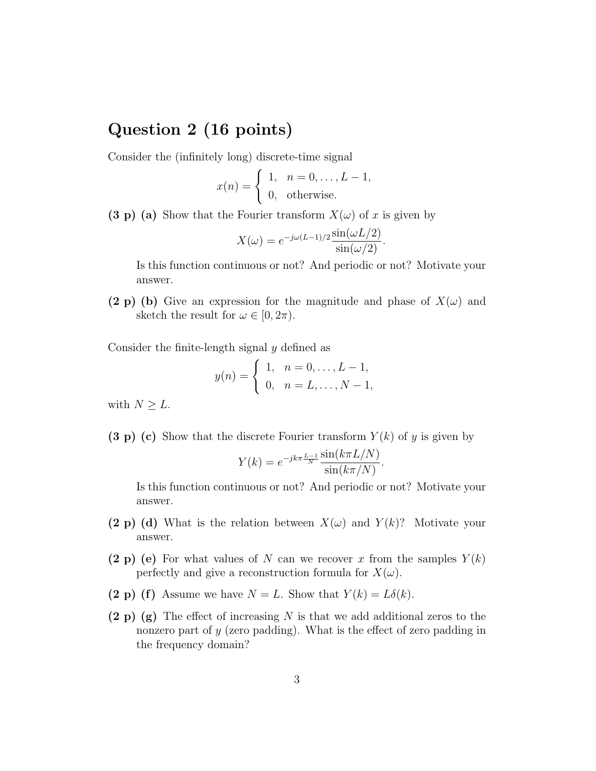# Question 2 (16 points)

Consider the (infinitely long) discrete-time signal

$$x(n) = \begin{cases} 1, & n = 0, \ldots, L-1, \\ 0, & \text{otherwise.} \end{cases}$$

**(3 p) (a)** Show that the Fourier transform $X(\omega)$ of $x$ is given by

$$X(\omega) = e^{-j\omega(L-1)/2} \frac{\sin(\omega L/2)}{\sin(\omega/2)}.$$

Is this function continuous or not? And periodic or not? Motivate your answer.

**(2 p) (b)** Give an expression for the magnitude and phase of $X(\omega)$ and sketch the result for $\omega \in [0, 2\pi)$.

Consider the finite-length signal $y$ defined as

$$y(n) = \begin{cases} 1, & n = 0, \ldots, L-1, \\ 0, & n = L, \ldots, N-1, \end{cases}$$

with $N \geq L$.

**(3 p) (c)** Show that the discrete Fourier transform $Y(k)$ of $y$ is given by

$$Y(k) = e^{-jk\pi \frac{L-1}{N}} \frac{\sin(k\pi L/N)}{\sin(k\pi/N)}.$$

Is this function continuous or not? And periodic or not? Motivate your answer.

**(2 p) (d)** What is the relation between $X(\omega)$ and $Y(k)$? Motivate your answer.

**(2 p) (e)** For what values of $N$ can we recover $x$ from the samples $Y(k)$ perfectly and give a reconstruction formula for $X(\omega)$.

**(2 p) (f)** Assume we have $N = L$. Show that $Y(k) = L\delta(k)$.

**(2 p) (g)** The effect of increasing $N$ is that we add additional zeros to the nonzero part of $y$ (zero padding). What is the effect of zero padding in the frequency domain?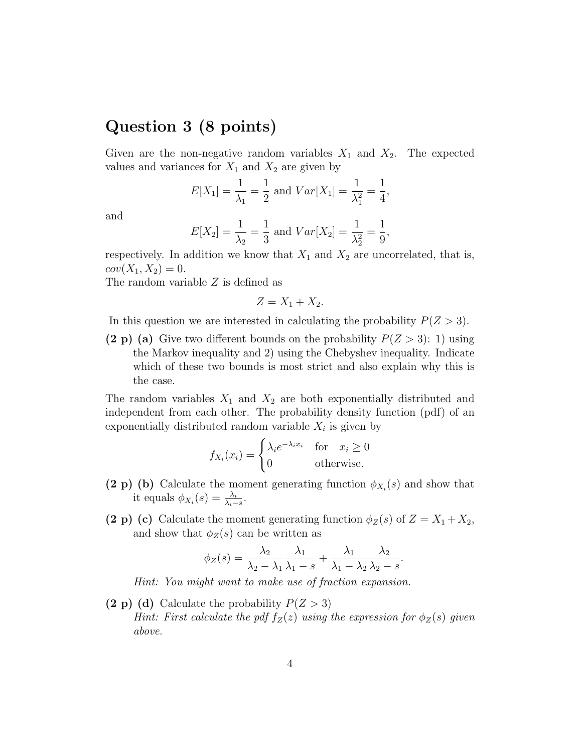## Question 3 (8 points)

Given are the non-negative random variables $X_1$ and $X_2$. The expected values and variances for $X_1$ and $X_2$ are given by

$$E[X_1] = \frac{1}{\lambda_1} = \frac{1}{2} \text{ and } Var[X_1] = \frac{1}{\lambda_1^2} = \frac{1}{4},$$

and

$$E[X_2] = \frac{1}{\lambda_2} = \frac{1}{3} \text{ and } Var[X_2] = \frac{1}{\lambda_2^2} = \frac{1}{9},$$

respectively. In addition we know that $X_1$ and $X_2$ are uncorrelated, that is, $cov(X_1, X_2) = 0$.
The random variable $Z$ is defined as

$$Z = X_1 + X_2.$$

In this question we are interested in calculating the probability $P(Z > 3)$.

**(2 p) (a)** Give two different bounds on the probability $P(Z > 3)$: 1) using the Markov inequality and 2) using the Chebyshev inequality. Indicate which of these two bounds is most strict and also explain why this is the case.

The random variables $X_1$ and $X_2$ are both exponentially distributed and independent from each other. The probability density function (pdf) of an exponentially distributed random variable $X_i$ is given by

$$f_{X_i}(x_i) = \begin{cases} \lambda_i e^{-\lambda_i x_i} & \text{for} \quad x_i \geq 0 \\ 0 & \text{otherwise.} \end{cases}$$

**(2 p) (b)** Calculate the moment generating function $\phi_{X_i}(s)$ and show that it equals $\phi_{X_i}(s) = \frac{\lambda_i}{\lambda_i - s}$.

**(2 p) (c)** Calculate the moment generating function $\phi_Z(s)$ of $Z = X_1 + X_2$, and show that $\phi_Z(s)$ can be written as

$$\phi_Z(s) = \frac{\lambda_2}{\lambda_2 - \lambda_1} \frac{\lambda_1}{\lambda_1 - s} + \frac{\lambda_1}{\lambda_1 - \lambda_2} \frac{\lambda_2}{\lambda_2 - s}.$$

*Hint: You might want to make use of fraction expansion.*

**(2 p) (d)** Calculate the probability $P(Z > 3)$
*Hint: First calculate the pdf $f_Z(z)$ using the expression for $\phi_Z(s)$ given above.*